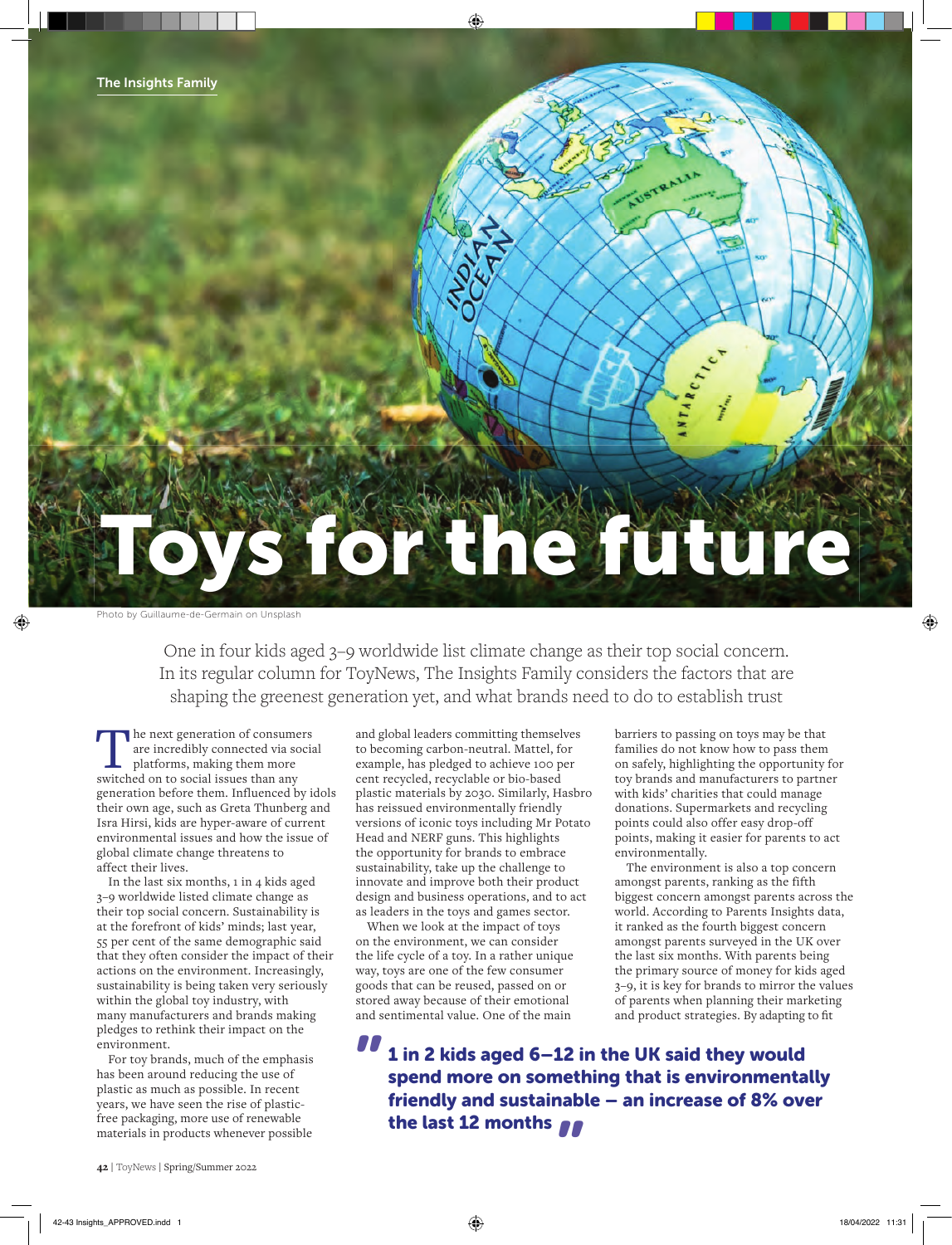The Insights Family

# Toys for the future

Photo by Guillaume-de-Germain on Unsplash

One in four kids aged 3–9 worldwide list climate change as their top social concern. In its regular column for ToyNews, The Insights Family considers the factors that are shaping the greenest generation yet, and what brands need to do to establish trust

The next generation of consumers are incredibly connected via social platforms, making them more switched on to social issues than any generation before them. Influenced by idols their own age, such as Greta Thunberg and Isra Hirsi, kids are hyper-aware of current environmental issues and how the issue of global climate change threatens to affect their lives.

In the last six months, 1 in 4 kids aged 3–9 worldwide listed climate change as their top social concern. Sustainability is at the forefront of kids' minds; last year, 55 per cent of the same demographic said that they often consider the impact of their actions on the environment. Increasingly, sustainability is being taken very seriously within the global toy industry, with many manufacturers and brands making pledges to rethink their impact on the environment.

For toy brands, much of the emphasis has been around reducing the use of plastic as much as possible. In recent years, we have seen the rise of plastic-free packaging, more use of renewable materials in products whenever possible and global leaders committing themselves to becoming carbon-neutral. Mattel, for example, has pledged to achieve 100 per cent recycled, recyclable or bio-based plastic materials by 2030. Similarly, Hasbro has reissued environmentally friendly versions of iconic toys including Mr Potato Head and NERF guns. This highlights the opportunity for brands to embrace sustainability, take up the challenge to innovate and improve both their product design and business operations, and to act as leaders in the toys and games sector.

When we look at the impact of toys on the environment, we can consider the life cycle of a toy. In a rather unique way, toys are one of the few consumer goods that can be reused, passed on or stored away because of their emotional and sentimental value. One of the main barriers to passing on toys may be that families do not know how to pass them on safely, highlighting the opportunity for toy brands and manufacturers to partner with kids' charities that could manage donations. Supermarkets and recycling points could also offer easy drop-off points, making it easier for parents to act environmentally.

The environment is also a top concern amongst parents, ranking as the fifth biggest concern amongst parents across the world. According to Parents Insights data, it ranked as the fourth biggest concern amongst parents surveyed in the UK over the last six months. With parents being the primary source of money for kids aged 3–9, it is key for brands to mirror the values of parents when planning their marketing and product strategies. By adapting to fit

> **"1 in 2 kids aged 6–12 in the UK said they would spend more on something that is environmentally friendly and sustainable – an increase of 8% over the last 12 months"**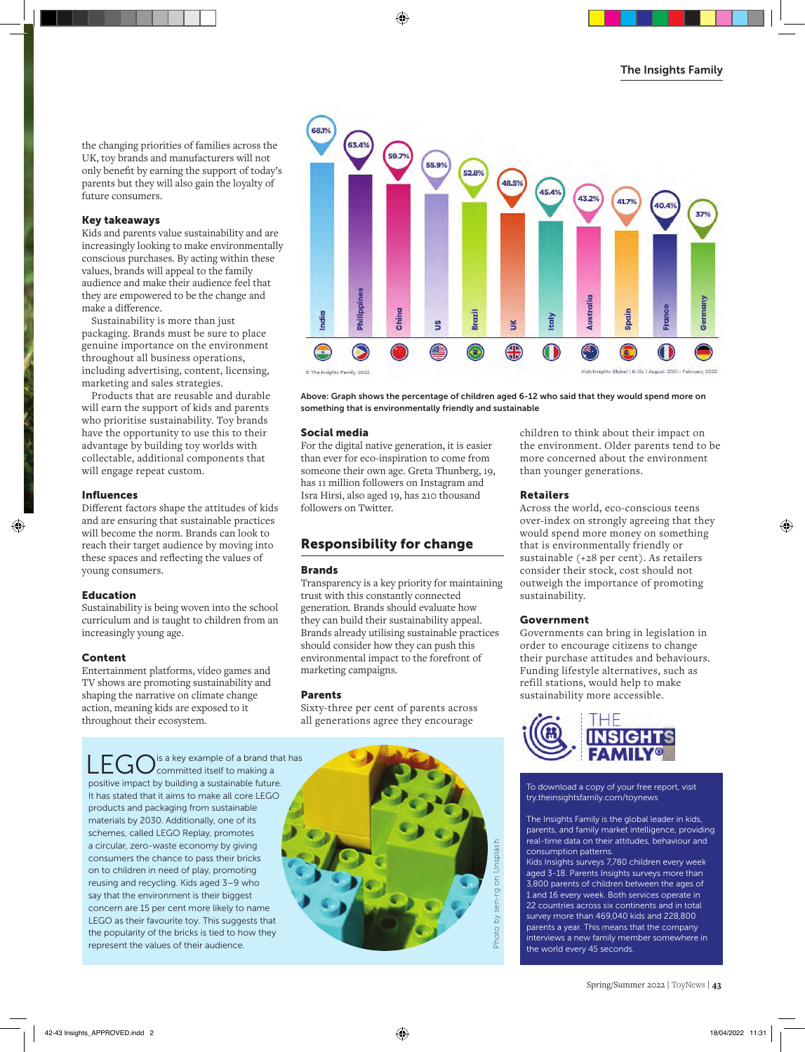the changing priorities of families across the UK, toy brands and manufacturers will not only benefit by earning the support of today's parents but they will also gain the loyalty of future consumers.

### Key takeaways

Kids and parents value sustainability and are increasingly looking to make environmentally conscious purchases. By acting within these values, brands will appeal to the family audience and make their audience feel that they are empowered to be the change and make a difference.

Sustainability is more than just packaging. Brands must be sure to place genuine importance on the environment throughout all business operations, including advertising, content, licensing, marketing and sales strategies.

Products that are reusable and durable will earn the support of kids and parents who prioritise sustainability. Toy brands have the opportunity to use this to their advantage by building toy worlds with collectable, additional components that will engage repeat consumers.

### Influences

Different factors shape the attitudes of kids and are ensuring that sustainable practices will become the norm. Brands can look to reach their target audience by moving into these spaces and reflecting the values of young consumers.

### Education

Sustainability is being woven into the school curriculum and is taught to children from an increasingly young age.

### Content

Entertainment platforms, video games and TV shows are promoting sustainability and shaping the narrative on climate change action, meaning kids are exposed to it throughout their ecosystem.

68.1% India
63.4% Philippines
59.7% China
55.9% US
52.8% Brazil
48.5% UK
45.4% Italy
43.2% Australia
41.7% Spain
40.4% France
37% Germany

© The Insights Family 2022

Kids Insights Global | 6-12s | August 2021 - February 2022

Above: Graph shows the percentage of children aged 6-12 who said that they would spend more on something that is environmentally friendly and sustainable

### Social media

For the digital native generation, it is easier than ever for eco-inspiration to come from someone their own age. Greta Thunberg, 19, has 11 million followers on Instagram and Isra Hirsi, also aged 19, has 210 thousand followers on Twitter.

## Responsibility for change

### Brands

Transparency is a key priority for maintaining trust with this constantly connected generation. Brands should evaluate how they can build their sustainability appeal. Brands already utilising sustainable practices should consider how they can push this environmental impact to the forefront of marketing campaigns.

### Parents

Sixty-three per cent of parents across all generations agree they encourage children to think about their impact on the environment. Older parents tend to be more concerned about the environment than younger generations.

### Retailers

Across the world, eco-conscious teens over-index on strongly agreeing that they would spend more money on something that is environmentally friendly or sustainable (+28 per cent). As retailers consider their stock, cost should not outweigh the importance of promoting sustainability.

### Government

Governments can bring in legislation in order to encourage citizens to change their purchase attitudes and behaviours. Funding lifestyle alternatives, such as refill stations, would help to make sustainability more accessible.

LEGO is a key example of a brand that has committed itself to making a positive impact by building a sustainable future. It has stated that it aims to make all core LEGO products and packaging from sustainable materials by 2030. Additionally, one of its schemes, called LEGO Replay, promotes a circular, zero-waste economy by giving consumers the chance to pass their bricks on to children in need of play, promoting reusing and recycling. Kids aged 3–9 who say that the environment is their biggest concern are 15 per cent more likely to name LEGO as their favourite toy. This suggests that the popularity of the bricks is tied to how they represent the values of their audience.

Photo by sen-rg on Unsplash

THE INSIGHTS FAMILY®

To download a copy of your free report, visit try.theinsightsfamily.com/toynews

The Insights Family is the global leader in kids, parents, and family market intelligence, providing real-time data on their attitudes, behaviour and consumption patterns.

Kids Insights surveys 7,780 children every week aged 3-18. Parents Insights surveys more than 3,800 parents of children between the ages of 1 and 16 every week. Both services operate in 22 countries across six continents and in total survey more than 469,040 kids and 228,800 parents a year. This means that the company interviews a new family member somewhere in the world every 45 seconds.